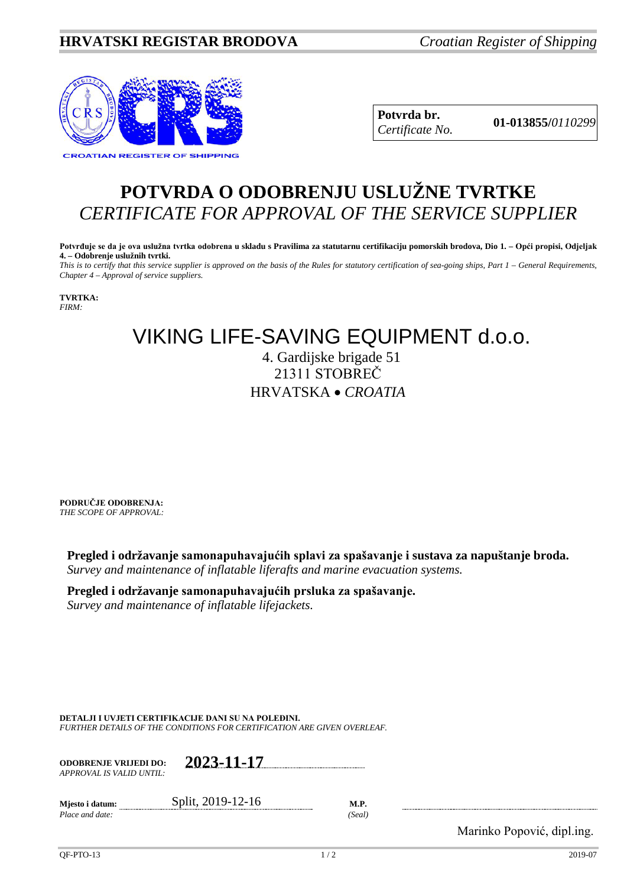**HRVATSKI REGISTAR BRODOVA** *Croatian Register of Shipping*

CROATIAN REGISTER OF SHIPPING

| **Potvrda br.** *Certificate No.* | **01-013855/***0110299* |
|---|---|

# POTVRDA O ODOBRENJU USLUŽNE TVRTKE
# *CERTIFICATE FOR APPROVAL OF THE SERVICE SUPPLIER*

**Potvrđuje se da je ova uslužna tvrtka odobrena u skladu s Pravilima za statutarnu certifikaciju pomorskih brodova, Dio 1. – Opći propisi, Odjeljak 4. – Odobrenje uslužnih tvrtki.**
*This is to certify that this service supplier is approved on the basis of the Rules for statutory certification of sea-going ships, Part 1 – General Requirements, Chapter 4 – Approval of service suppliers.*

**TVRTKA:**
*FIRM:*

VIKING LIFE-SAVING EQUIPMENT d.o.o.
4. Gardijske brigade 51
21311 STOBREČ
HRVATSKA • *CROATIA*

**PODRUČJE ODOBRENJA:**
*THE SCOPE OF APPROVAL:*

**Pregled i održavanje samonapuhavajućih splavi za spašavanje i sustava za napuštanje broda.**
*Survey and maintenance of inflatable liferafts and marine evacuation systems.*

**Pregled i održavanje samonapuhavajućih prsluka za spašavanje.**
*Survey and maintenance of inflatable lifejackets.*

**DETALJI I UVJETI CERTIFIKACIJE DANI SU NA POLEĐINI.**
*FURTHER DETAILS OF THE CONDITIONS FOR CERTIFICATION ARE GIVEN OVERLEAF.*

**ODOBRENJE VRIJEDI DO:** *APPROVAL IS VALID UNTIL:* **2023-11-17**

**Mjesto i datum:** *Place and date:* Split, 2019-12-16

**M.P.** *(Seal)*

Marinko Popović, dipl.ing.

QF-PTO-13 2019-07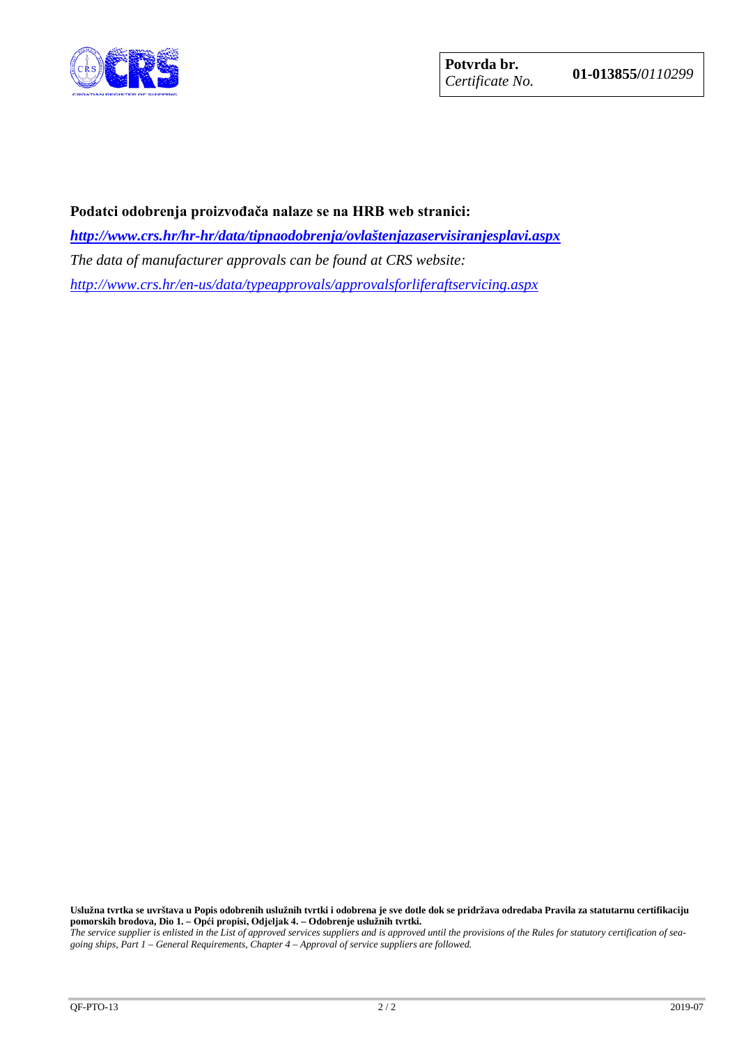**Potvrda br.** *Certificate No.* **01-013855/***0110299*

**Podatci odobrenja proizvođača nalaze se na HRB web stranici:**

***http://www.crs.hr/hr-hr/data/tipnaodobrenja/ovlaštenjazaservisiranjesplavi.aspx***

*The data of manufacturer approvals can be found at CRS website:*

*http://www.crs.hr/en-us/data/typeapprovals/approvalsforliferaftservicing.aspx*

**Uslužna tvrtka se uvrštava u Popis odobrenih uslužnih tvrtki i odobrena je sve dotle dok se pridržava odredaba Pravila za statutarnu certifikaciju pomorskih brodova, Dio 1. – Opći propisi, Odjeljak 4. – Odobrenje uslužnih tvrtki.**

*The service supplier is enlisted in the List of approved services suppliers and is approved until the provisions of the Rules for statutory certification of sea-going ships, Part 1 – General Requirements, Chapter 4 – Approval of service suppliers are followed.*

QF-PTO-13 2019-07